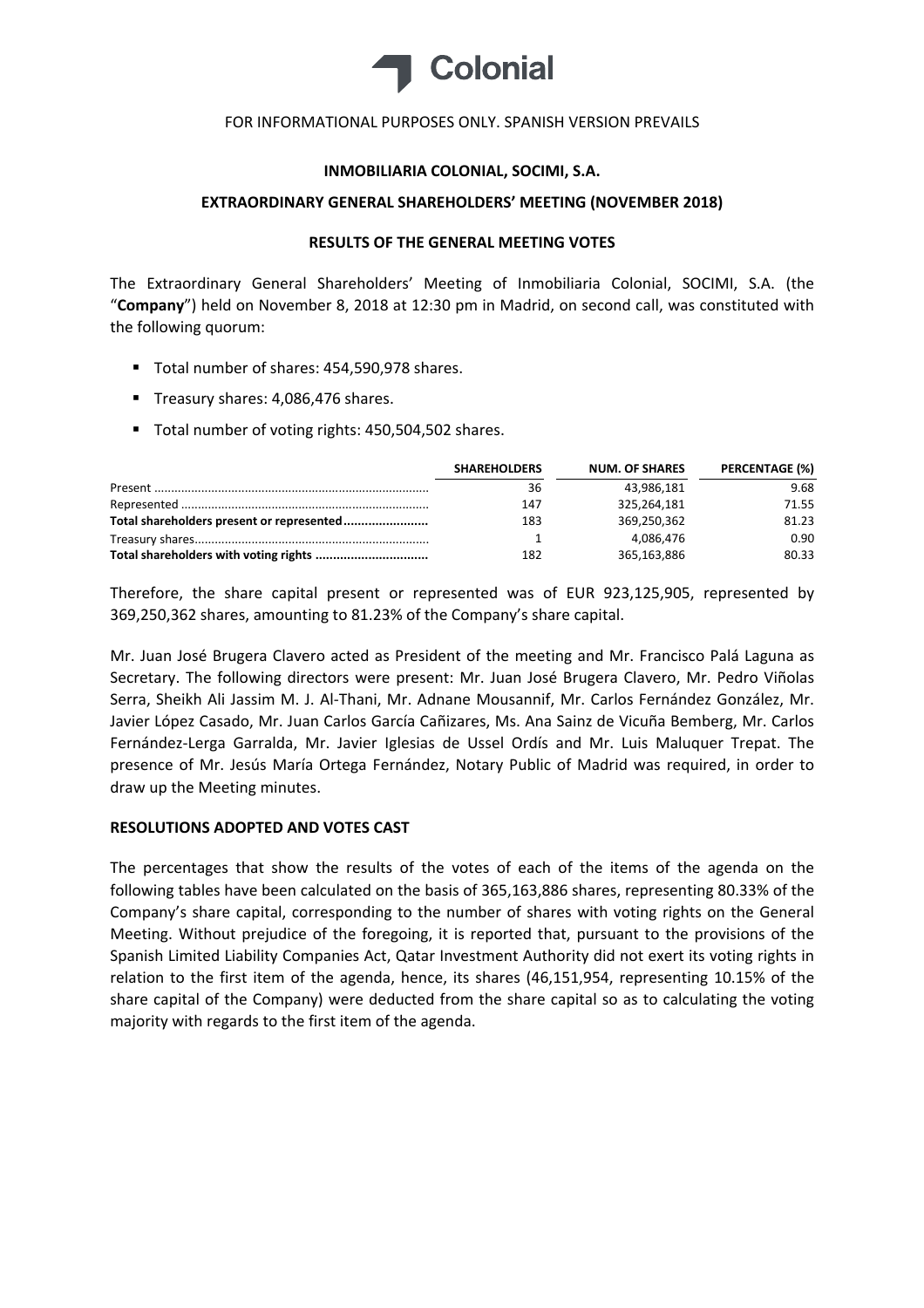FOR INFORMATIONAL PURPOSES ONLY. SPANISH VERSION PREVAILS

**INMOBILIARIA COLONIAL, SOCIMI, S.A.**

**EXTRAORDINARY GENERAL SHAREHOLDERS' MEETING (NOVEMBER 2018)**

**RESULTS OF THE GENERAL MEETING VOTES**

The Extraordinary General Shareholders' Meeting of Inmobiliaria Colonial, SOCIMI, S.A. (the "**Company**") held on November 8, 2018 at 12:30 pm in Madrid, on second call, was constituted with the following quorum:

- Total number of shares: 454,590,978 shares.
- Treasury shares: 4,086,476 shares.
- Total number of voting rights: 450,504,502 shares.

| | SHAREHOLDERS | NUM. OF SHARES | PERCENTAGE (%) |
|---|---|---|---|
| Present | 36 | 43,986,181 | 9.68 |
| Represented | 147 | 325,264,181 | 71.55 |
| **Total shareholders present or represented** | 183 | 369,250,362 | 81.23 |
| Treasury shares | 1 | 4,086,476 | 0.90 |
| **Total shareholders with voting rights** | 182 | 365,163,886 | 80.33 |

Therefore, the share capital present or represented was of EUR 923,125,905, represented by 369,250,362 shares, amounting to 81.23% of the Company's share capital.

Mr. Juan José Brugera Clavero acted as President of the meeting and Mr. Francisco Palá Laguna as Secretary. The following directors were present: Mr. Juan José Brugera Clavero, Mr. Pedro Viñolas Serra, Sheikh Ali Jassim M. J. Al-Thani, Mr. Adnane Mousannif, Mr. Carlos Fernández González, Mr. Javier López Casado, Mr. Juan Carlos García Cañizares, Ms. Ana Sainz de Vicuña Bemberg, Mr. Carlos Fernández-Lerga Garralda, Mr. Javier Iglesias de Ussel Ordís and Mr. Luis Maluquer Trepat. The presence of Mr. Jesús María Ortega Fernández, Notary Public of Madrid was required, in order to draw up the Meeting minutes.

**RESOLUTIONS ADOPTED AND VOTES CAST**

The percentages that show the results of the votes of each of the items of the agenda on the following tables have been calculated on the basis of 365,163,886 shares, representing 80.33% of the Company's share capital, corresponding to the number of shares with voting rights on the General Meeting. Without prejudice of the foregoing, it is reported that, pursuant to the provisions of the Spanish Limited Liability Companies Act, Qatar Investment Authority did not exert its voting rights in relation to the first item of the agenda, hence, its shares (46,151,954, representing 10.15% of the share capital of the Company) were deducted from the share capital so as to calculating the voting majority with regards to the first item of the agenda.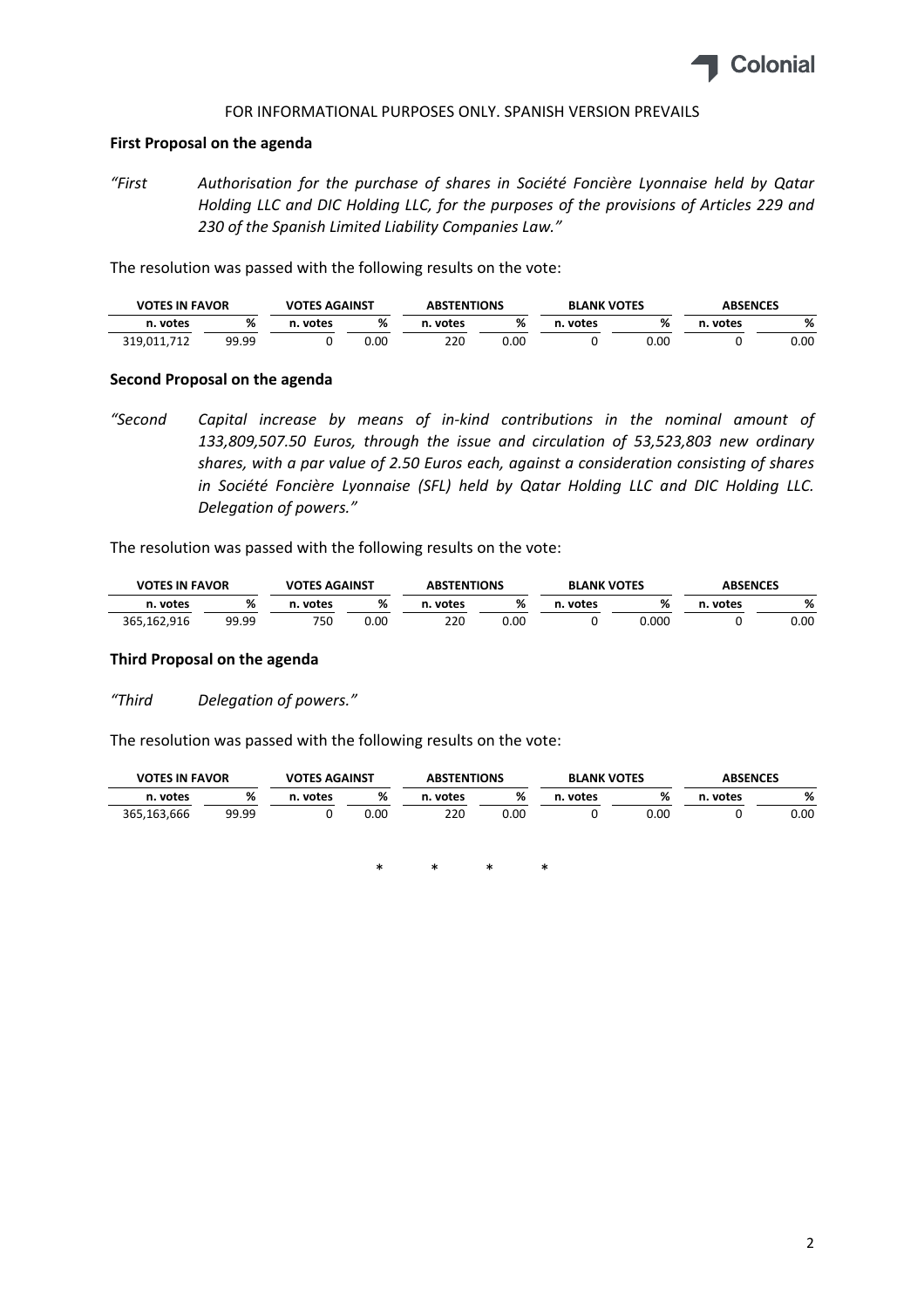FOR INFORMATIONAL PURPOSES ONLY. SPANISH VERSION PREVAILS

**First Proposal on the agenda**

*"First Authorisation for the purchase of shares in Société Foncière Lyonnaise held by Qatar Holding LLC and DIC Holding LLC, for the purposes of the provisions of Articles 229 and 230 of the Spanish Limited Liability Companies Law."*

The resolution was passed with the following results on the vote:

| VOTES IN FAVOR | | VOTES AGAINST | | ABSTENTIONS | | BLANK VOTES | | ABSENCES | |
|---|---|---|---|---|---|---|---|---|---|
| n. votes | % | n. votes | % | n. votes | % | n. votes | % | n. votes | % |
| 319,011,712 | 99.99 | 0 | 0.00 | 220 | 0.00 | 0 | 0.00 | 0 | 0.00 |

**Second Proposal on the agenda**

*"Second Capital increase by means of in-kind contributions in the nominal amount of 133,809,507.50 Euros, through the issue and circulation of 53,523,803 new ordinary shares, with a par value of 2.50 Euros each, against a consideration consisting of shares in Société Foncière Lyonnaise (SFL) held by Qatar Holding LLC and DIC Holding LLC. Delegation of powers."*

The resolution was passed with the following results on the vote:

| VOTES IN FAVOR | | VOTES AGAINST | | ABSTENTIONS | | BLANK VOTES | | ABSENCES | |
|---|---|---|---|---|---|---|---|---|---|
| n. votes | % | n. votes | % | n. votes | % | n. votes | % | n. votes | % |
| 365,162,916 | 99.99 | 750 | 0.00 | 220 | 0.00 | 0 | 0.000 | 0 | 0.00 |

**Third Proposal on the agenda**

*"Third Delegation of powers."*

The resolution was passed with the following results on the vote:

| VOTES IN FAVOR | | VOTES AGAINST | | ABSTENTIONS | | BLANK VOTES | | ABSENCES | |
|---|---|---|---|---|---|---|---|---|---|
| n. votes | % | n. votes | % | n. votes | % | n. votes | % | n. votes | % |
| 365,163,666 | 99.99 | 0 | 0.00 | 220 | 0.00 | 0 | 0.00 | 0 | 0.00 |

\* \* \* \*